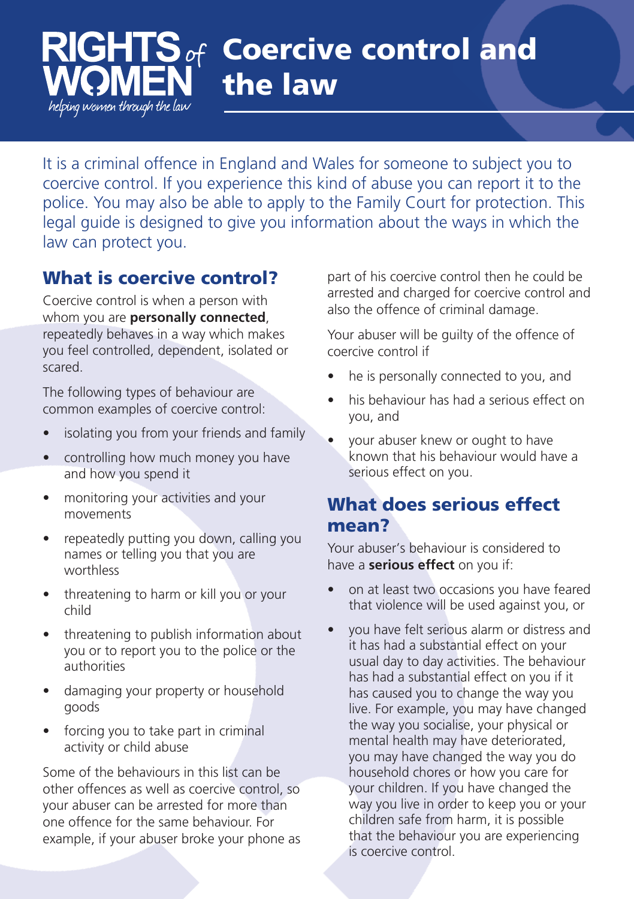# Coercive control and the law

RIGHTS of WOMEN
*helping women through the law*

It is a criminal offence in England and Wales for someone to subject you to coercive control. If you experience this kind of abuse you can report it to the police. You may also be able to apply to the Family Court for protection. This legal guide is designed to give you information about the ways in which the law can protect you.

## What is coercive control?

Coercive control is when a person with whom you are **personally connected**, repeatedly behaves in a way which makes you feel controlled, dependent, isolated or scared.

The following types of behaviour are common examples of coercive control:

- isolating you from your friends and family
- controlling how much money you have and how you spend it
- monitoring your activities and your movements
- repeatedly putting you down, calling you names or telling you that you are worthless
- threatening to harm or kill you or your child
- threatening to publish information about you or to report you to the police or the authorities
- damaging your property or household goods
- forcing you to take part in criminal activity or child abuse

Some of the behaviours in this list can be other offences as well as coercive control, so your abuser can be arrested for more than one offence for the same behaviour. For example, if your abuser broke your phone as part of his coercive control then he could be arrested and charged for coercive control and also the offence of criminal damage.

Your abuser will be guilty of the offence of coercive control if

- he is personally connected to you, and
- his behaviour has had a serious effect on you, and
- your abuser knew or ought to have known that his behaviour would have a serious effect on you.

## What does serious effect mean?

Your abuser's behaviour is considered to have a **serious effect** on you if:

- on at least two occasions you have feared that violence will be used against you, or
- you have felt serious alarm or distress and it has had a substantial effect on your usual day to day activities. The behaviour has had a substantial effect on you if it has caused you to change the way you live. For example, you may have changed the way you socialise, your physical or mental health may have deteriorated, you may have changed the way you do household chores or how you care for your children. If you have changed the way you live in order to keep you or your children safe from harm, it is possible that the behaviour you are experiencing is coercive control.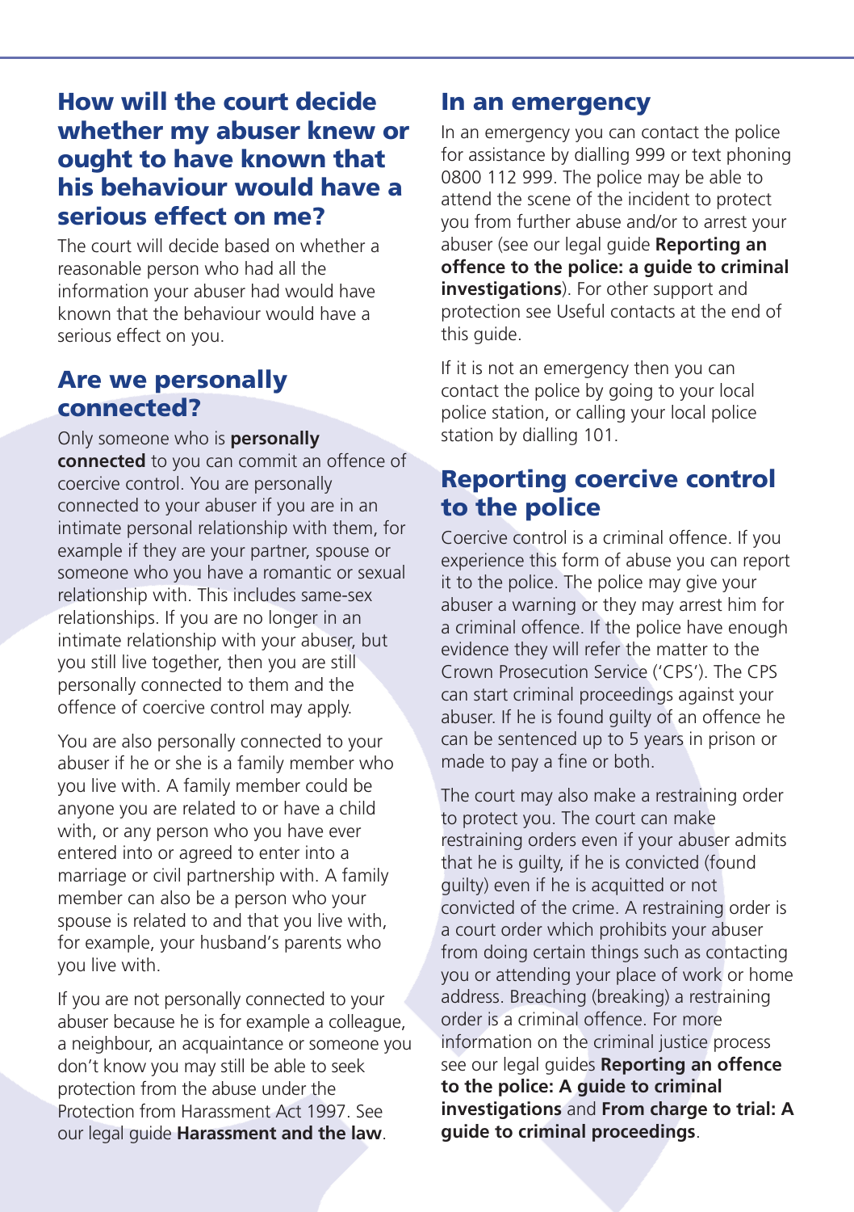## How will the court decide whether my abuser knew or ought to have known that his behaviour would have a serious effect on me?

The court will decide based on whether a reasonable person who had all the information your abuser had would have known that the behaviour would have a serious effect on you.

## Are we personally connected?

Only someone who is **personally connected** to you can commit an offence of coercive control. You are personally connected to your abuser if you are in an intimate personal relationship with them, for example if they are your partner, spouse or someone who you have a romantic or sexual relationship with. This includes same-sex relationships. If you are no longer in an intimate relationship with your abuser, but you still live together, then you are still personally connected to them and the offence of coercive control may apply.

You are also personally connected to your abuser if he or she is a family member who you live with. A family member could be anyone you are related to or have a child with, or any person who you have ever entered into or agreed to enter into a marriage or civil partnership with. A family member can also be a person who your spouse is related to and that you live with, for example, your husband's parents who you live with.

If you are not personally connected to your abuser because he is for example a colleague, a neighbour, an acquaintance or someone you don't know you may still be able to seek protection from the abuse under the Protection from Harassment Act 1997. See our legal guide **Harassment and the law**.

## In an emergency

In an emergency you can contact the police for assistance by dialling 999 or text phoning 0800 112 999. The police may be able to attend the scene of the incident to protect you from further abuse and/or to arrest your abuser (see our legal guide **Reporting an offence to the police: a guide to criminal investigations**). For other support and protection see Useful contacts at the end of this guide.

If it is not an emergency then you can contact the police by going to your local police station, or calling your local police station by dialling 101.

## Reporting coercive control to the police

Coercive control is a criminal offence. If you experience this form of abuse you can report it to the police. The police may give your abuser a warning or they may arrest him for a criminal offence. If the police have enough evidence they will refer the matter to the Crown Prosecution Service ('CPS'). The CPS can start criminal proceedings against your abuser. If he is found guilty of an offence he can be sentenced up to 5 years in prison or made to pay a fine or both.

The court may also make a restraining order to protect you. The court can make restraining orders even if your abuser admits that he is guilty, if he is convicted (found guilty) even if he is acquitted or not convicted of the crime. A restraining order is a court order which prohibits your abuser from doing certain things such as contacting you or attending your place of work or home address. Breaching (breaking) a restraining order is a criminal offence. For more information on the criminal justice process see our legal guides **Reporting an offence to the police: A guide to criminal investigations** and **From charge to trial: A guide to criminal proceedings**.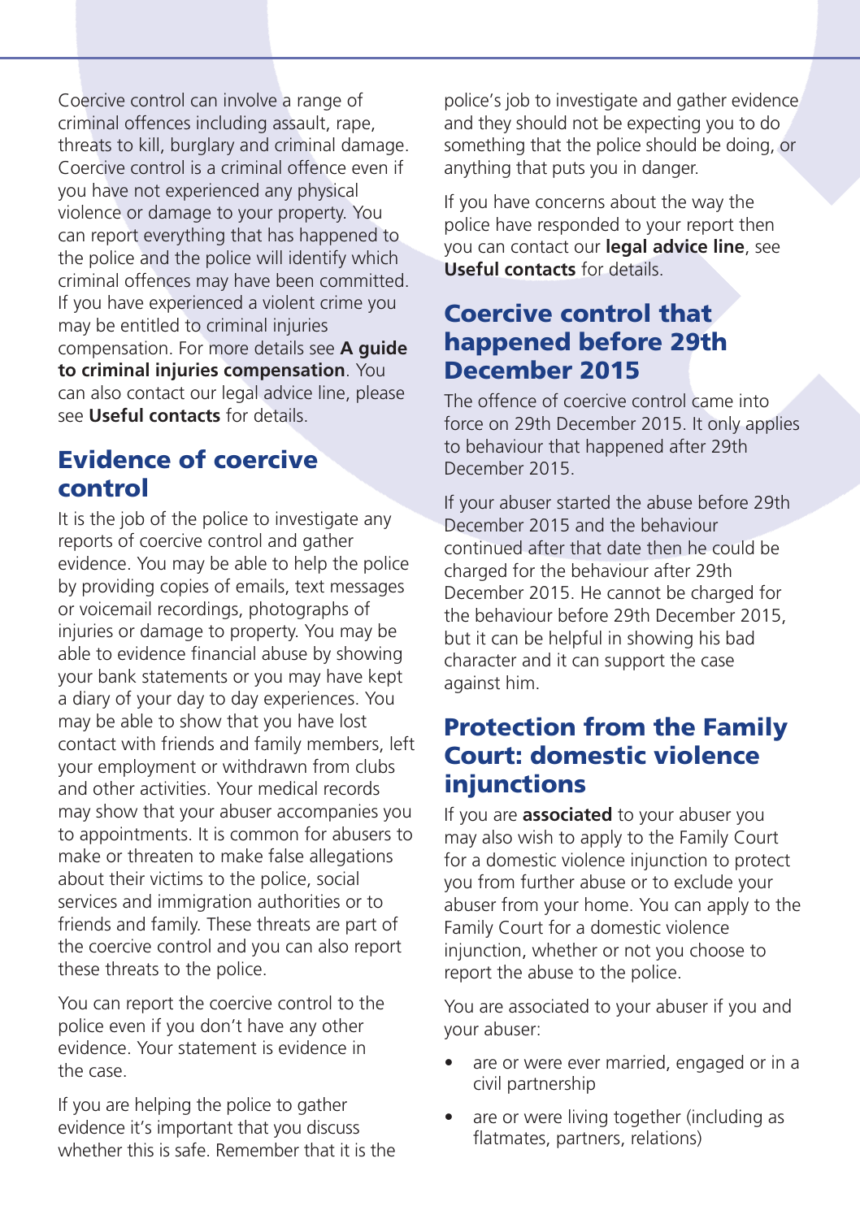Coercive control can involve a range of criminal offences including assault, rape, threats to kill, burglary and criminal damage. Coercive control is a criminal offence even if you have not experienced any physical violence or damage to your property. You can report everything that has happened to the police and the police will identify which criminal offences may have been committed. If you have experienced a violent crime you may be entitled to criminal injuries compensation. For more details see **A guide to criminal injuries compensation**. You can also contact our legal advice line, please see **Useful contacts** for details.

## Evidence of coercive control

It is the job of the police to investigate any reports of coercive control and gather evidence. You may be able to help the police by providing copies of emails, text messages or voicemail recordings, photographs of injuries or damage to property. You may be able to evidence financial abuse by showing your bank statements or you may have kept a diary of your day to day experiences. You may be able to show that you have lost contact with friends and family members, left your employment or withdrawn from clubs and other activities. Your medical records may show that your abuser accompanies you to appointments. It is common for abusers to make or threaten to make false allegations about their victims to the police, social services and immigration authorities or to friends and family. These threats are part of the coercive control and you can also report these threats to the police.

You can report the coercive control to the police even if you don't have any other evidence. Your statement is evidence in the case.

If you are helping the police to gather evidence it's important that you discuss whether this is safe. Remember that it is the police's job to investigate and gather evidence and they should not be expecting you to do something that the police should be doing, or anything that puts you in danger.

If you have concerns about the way the police have responded to your report then you can contact our **legal advice line**, see **Useful contacts** for details.

## Coercive control that happened before 29th December 2015

The offence of coercive control came into force on 29th December 2015. It only applies to behaviour that happened after 29th December 2015.

If your abuser started the abuse before 29th December 2015 and the behaviour continued after that date then he could be charged for the behaviour after 29th December 2015. He cannot be charged for the behaviour before 29th December 2015, but it can be helpful in showing his bad character and it can support the case against him.

## Protection from the Family Court: domestic violence injunctions

If you are **associated** to your abuser you may also wish to apply to the Family Court for a domestic violence injunction to protect you from further abuse or to exclude your abuser from your home. You can apply to the Family Court for a domestic violence injunction, whether or not you choose to report the abuse to the police.

You are associated to your abuser if you and your abuser:

- are or were ever married, engaged or in a civil partnership
- are or were living together (including as flatmates, partners, relations)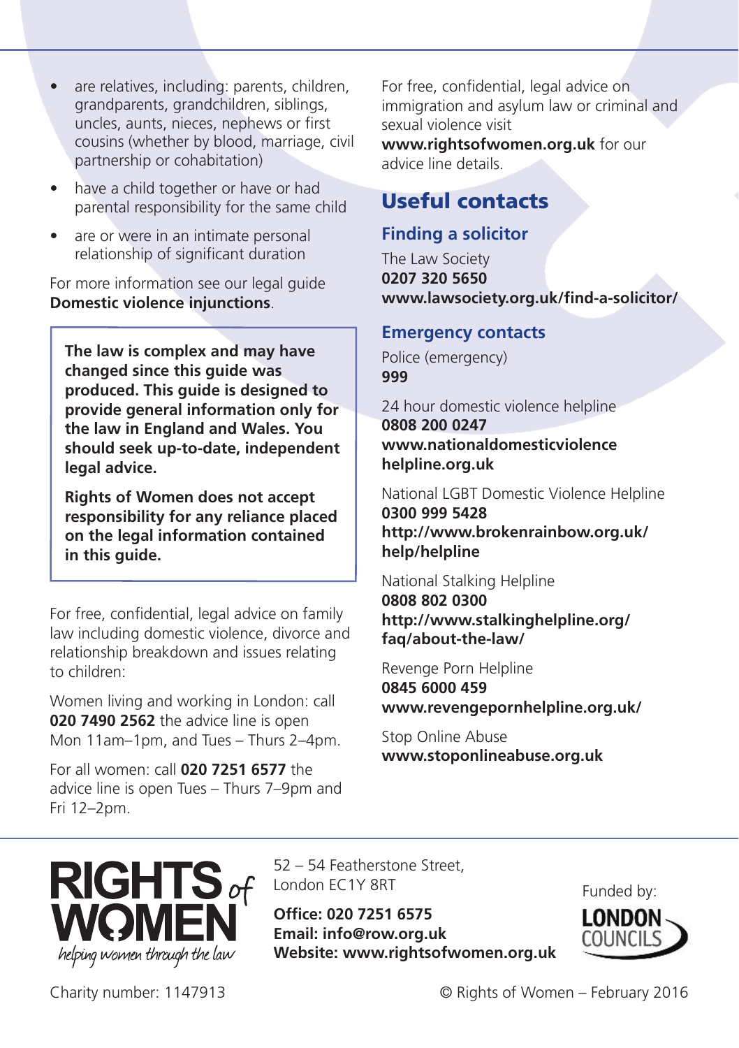- are relatives, including: parents, children, grandparents, grandchildren, siblings, uncles, aunts, nieces, nephews or first cousins (whether by blood, marriage, civil partnership or cohabitation)
- have a child together or have or had parental responsibility for the same child
- are or were in an intimate personal relationship of significant duration

For more information see our legal guide **Domestic violence injunctions**.

**The law is complex and may have changed since this guide was produced. This guide is designed to provide general information only for the law in England and Wales. You should seek up-to-date, independent legal advice.**

**Rights of Women does not accept responsibility for any reliance placed on the legal information contained in this guide.**

For free, confidential, legal advice on family law including domestic violence, divorce and relationship breakdown and issues relating to children:

Women living and working in London: call **020 7490 2562** the advice line is open Mon 11am–1pm, and Tues – Thurs 2–4pm.

For all women: call **020 7251 6577** the advice line is open Tues – Thurs 7–9pm and Fri 12–2pm.

For free, confidential, legal advice on immigration and asylum law or criminal and sexual violence visit **www.rightsofwomen.org.uk** for our advice line details.

## Useful contacts

### Finding a solicitor

The Law Society
**0207 320 5650**
**www.lawsociety.org.uk/find-a-solicitor/**

### Emergency contacts

Police (emergency)
**999**

24 hour domestic violence helpline
**0808 200 0247**
**www.nationaldomesticviolencehelpline.org.uk**

National LGBT Domestic Violence Helpline
**0300 999 5428**
**http://www.brokenrainbow.org.uk/help/helpline**

National Stalking Helpline
**0808 802 0300**
**http://www.stalkinghelpline.org/faq/about-the-law/**

Revenge Porn Helpline
**0845 6000 459**
**www.revengepornhelpline.org.uk/**

Stop Online Abuse
**www.stoponlineabuse.org.uk**

RIGHTS of WOMEN
*helping women through the law*

52 – 54 Featherstone Street,
London EC1Y 8RT

**Office: 020 7251 6575**
**Email: info@row.org.uk**
**Website: www.rightsofwomen.org.uk**

Funded by: LONDON COUNCILS

Charity number: 1147913

© Rights of Women – February 2016